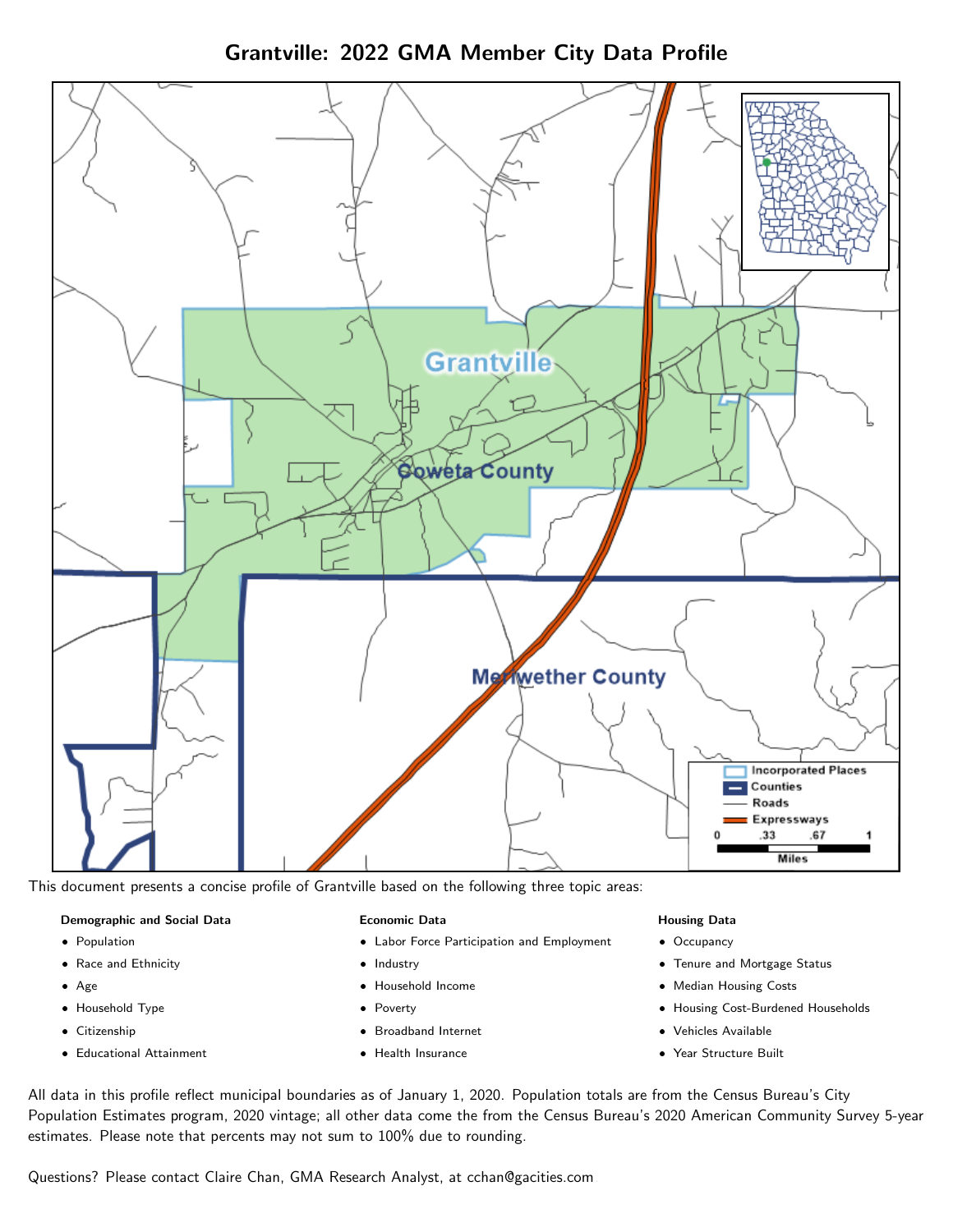# Grantville: 2022 GMA Member City Data Profile

This document presents a concise profile of Grantville based on the following three topic areas:

**Demographic and Social Data**

- Population
- Race and Ethnicity
- Age
- Household Type
- Citizenship
- Educational Attainment

**Economic Data**

- Labor Force Participation and Employment
- Industry
- Household Income
- Poverty
- Broadband Internet
- Health Insurance

**Housing Data**

- Occupancy
- Tenure and Mortgage Status
- Median Housing Costs
- Housing Cost-Burdened Households
- Vehicles Available
- Year Structure Built

All data in this profile reflect municipal boundaries as of January 1, 2020. Population totals are from the Census Bureau's City Population Estimates program, 2020 vintage; all other data come the from the Census Bureau's 2020 American Community Survey 5-year estimates. Please note that percents may not sum to 100% due to rounding.

Questions? Please contact Claire Chan, GMA Research Analyst, at cchan@gacities.com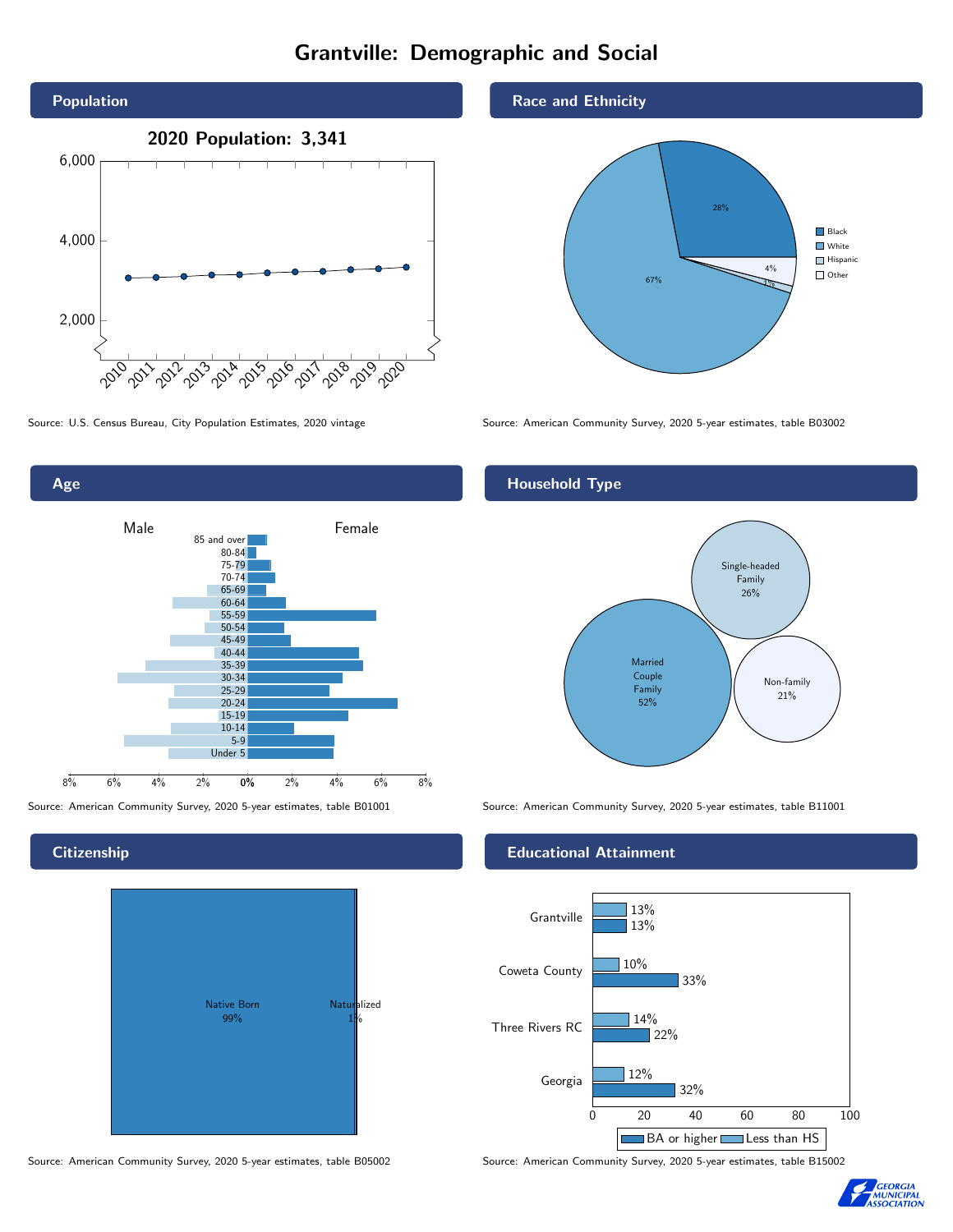# Grantville: Demographic and Social

## Population

2020 Population: 3,341

Source: U.S. Census Bureau, City Population Estimates, 2020 vintage

## Race and Ethnicity

| Group | Share |
|---|---|
| Black | 28% |
| White | 67% |
| Hispanic | 1% |
| Other | 4% |

Source: American Community Survey, 2020 5-year estimates, table B03002

## Age

Source: American Community Survey, 2020 5-year estimates, table B01001

## Household Type

| Household Type | Share |
|---|---|
| Married Couple Family | 52% |
| Single-headed Family | 26% |
| Non-family | 21% |

Source: American Community Survey, 2020 5-year estimates, table B11001

## Citizenship

| Status | Share |
|---|---|
| Native Born | 99% |
| Naturalized | 1% |

Source: American Community Survey, 2020 5-year estimates, table B05002

## Educational Attainment

| Area | Less than HS | BA or higher |
|---|---|---|
| Grantville | 13% | 13% |
| Coweta County | 10% | 33% |
| Three Rivers RC | 14% | 22% |
| Georgia | 12% | 32% |

Source: American Community Survey, 2020 5-year estimates, table B15002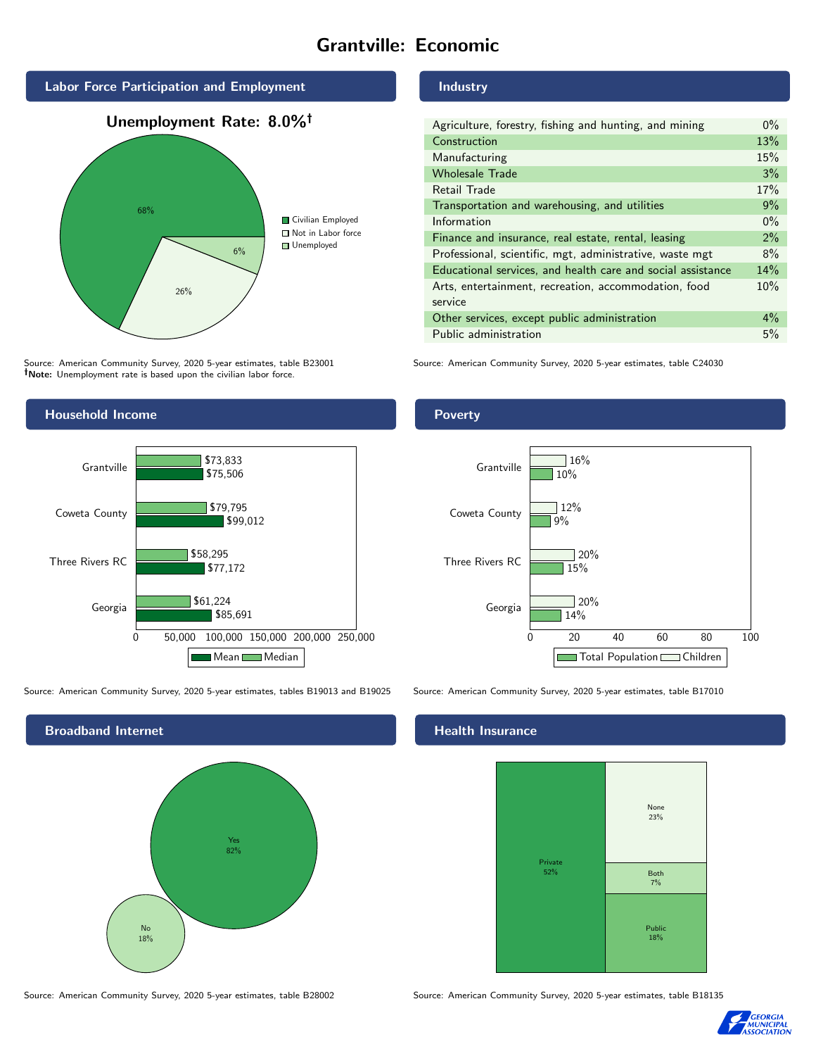# Grantville: Economic

## Labor Force Participation and Employment

**Unemployment Rate: 8.0%†**

| Category | Percent |
|---|---|
| Civilian Employed | 68% |
| Not in Labor force | 26% |
| Unemployed | 6% |

Source: American Community Survey, 2020 5-year estimates, table B23001
**†Note:** Unemployment rate is based upon the civilian labor force.

## Industry

| Industry | Percent |
|---|---|
| Agriculture, forestry, fishing and hunting, and mining | 0% |
| Construction | 13% |
| Manufacturing | 15% |
| Wholesale Trade | 3% |
| Retail Trade | 17% |
| Transportation and warehousing, and utilities | 9% |
| Information | 0% |
| Finance and insurance, real estate, rental, leasing | 2% |
| Professional, scientific, mgt, administrative, waste mgt | 8% |
| Educational services, and health care and social assistance | 14% |
| Arts, entertainment, recreation, accommodation, food service | 10% |
| Other services, except public administration | 4% |
| Public administration | 5% |

Source: American Community Survey, 2020 5-year estimates, table C24030

## Household Income

| Area | Median | Mean |
|---|---|---|
| Grantville | $73,833 | $75,506 |
| Coweta County | $79,795 | $99,012 |
| Three Rivers RC | $58,295 | $77,172 |
| Georgia | $61,224 | $85,691 |

Source: American Community Survey, 2020 5-year estimates, tables B19013 and B19025

## Poverty

| Area | Children | Total Population |
|---|---|---|
| Grantville | 16% | 10% |
| Coweta County | 12% | 9% |
| Three Rivers RC | 20% | 15% |
| Georgia | 20% | 14% |

Source: American Community Survey, 2020 5-year estimates, table B17010

## Broadband Internet

| Response | Percent |
|---|---|
| Yes | 82% |
| No | 18% |

Source: American Community Survey, 2020 5-year estimates, table B28002

## Health Insurance

| Type | Percent |
|---|---|
| Private | 52% |
| None | 23% |
| Both | 7% |
| Public | 18% |

Source: American Community Survey, 2020 5-year estimates, table B18135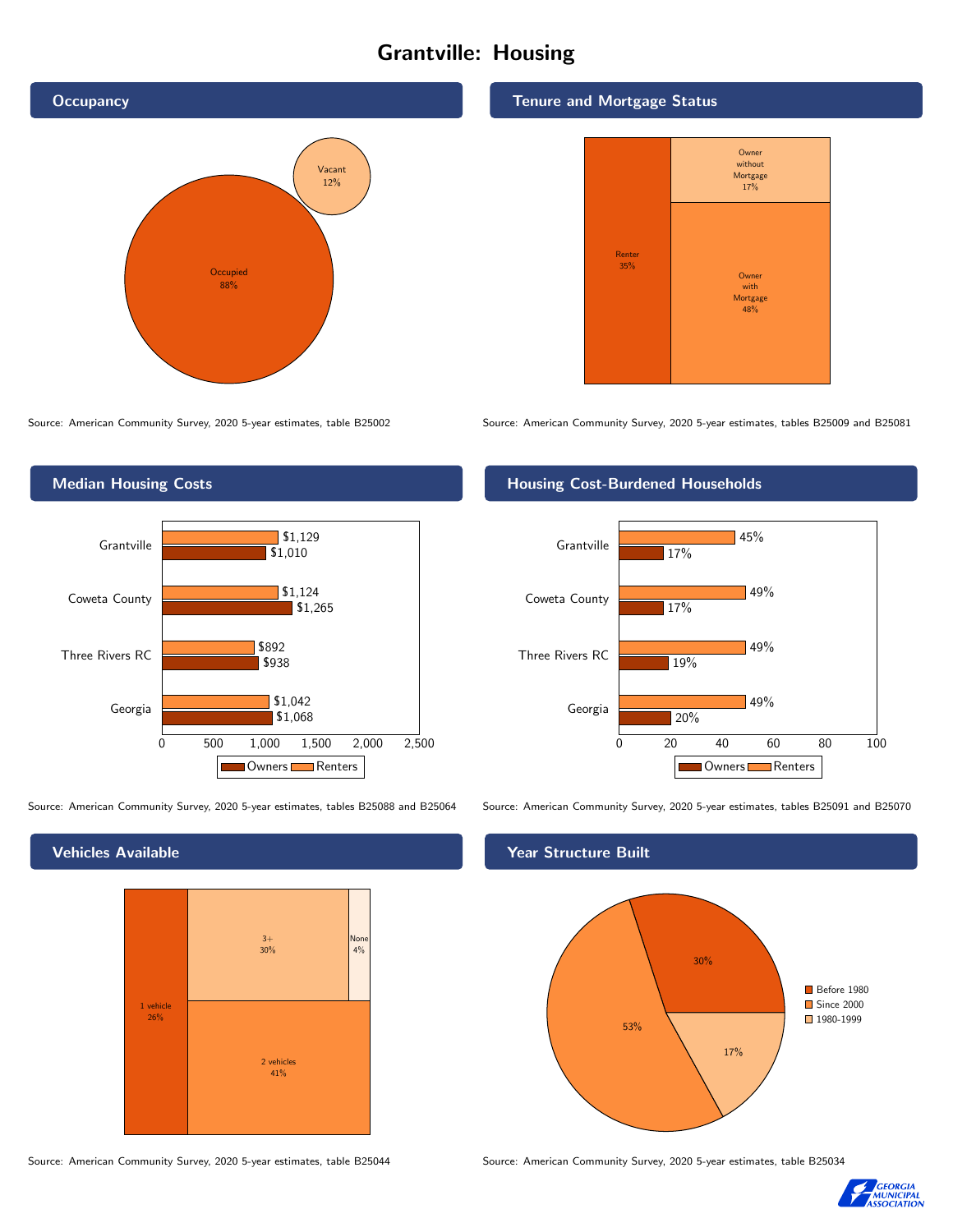# Grantville: Housing

## Occupancy

Vacant
12%

Occupied
88%

Source: American Community Survey, 2020 5-year estimates, table B25002

## Tenure and Mortgage Status

Renter
35%

Owner without Mortgage
17%

Owner with Mortgage
48%

Source: American Community Survey, 2020 5-year estimates, tables B25009 and B25081

## Median Housing Costs

Grantville
$1,129
$1,010

Coweta County
$1,124
$1,265

Three Rivers RC
$892
$938

Georgia
$1,042
$1,068

0 500 1,000 1,500 2,000 2,500

Owners Renters

Source: American Community Survey, 2020 5-year estimates, tables B25088 and B25064

## Housing Cost-Burdened Households

Grantville
45%
17%

Coweta County
49%
17%

Three Rivers RC
49%
19%

Georgia
49%
20%

0 20 40 60 80 100

Owners Renters

Source: American Community Survey, 2020 5-year estimates, tables B25091 and B25070

## Vehicles Available

1 vehicle
26%

3+
30%

None
4%

2 vehicles
41%

Source: American Community Survey, 2020 5-year estimates, table B25044

## Year Structure Built

30%

53%

17%

Before 1980
Since 2000
1980-1999

Source: American Community Survey, 2020 5-year estimates, table B25034

GEORGIA MUNICIPAL ASSOCIATION